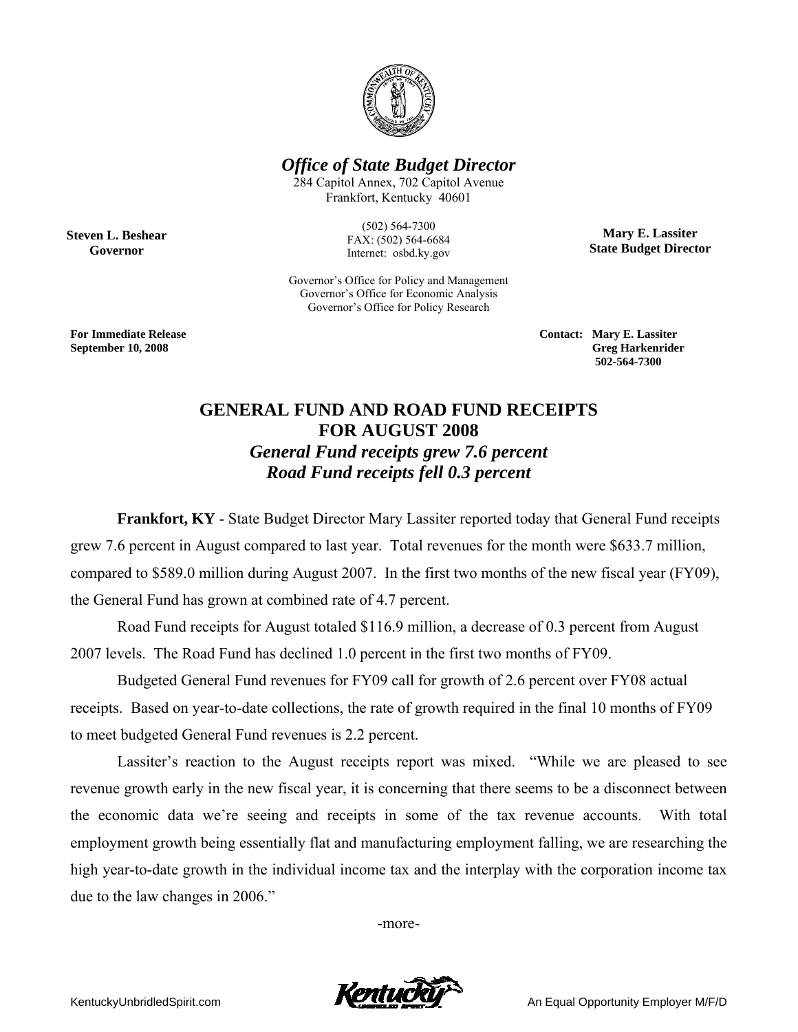*Office of State Budget Director*

284 Capitol Annex, 702 Capitol Avenue
Frankfort, Kentucky 40601

(502) 564-7300
FAX: (502) 564-6684
Internet: osbd.ky.gov

**Steven L. Beshear**
**Governor**

**Mary E. Lassiter**
**State Budget Director**

Governor's Office for Policy and Management
Governor's Office for Economic Analysis
Governor's Office for Policy Research

**For Immediate Release**
**September 10, 2008**

**Contact: Mary E. Lassiter**
**Greg Harkenrider**
**502-564-7300**

# GENERAL FUND AND ROAD FUND RECEIPTS FOR AUGUST 2008

## *General Fund receipts grew 7.6 percent*
## *Road Fund receipts fell 0.3 percent*

**Frankfort, KY** - State Budget Director Mary Lassiter reported today that General Fund receipts grew 7.6 percent in August compared to last year. Total revenues for the month were $633.7 million, compared to $589.0 million during August 2007. In the first two months of the new fiscal year (FY09), the General Fund has grown at combined rate of 4.7 percent.

Road Fund receipts for August totaled $116.9 million, a decrease of 0.3 percent from August 2007 levels. The Road Fund has declined 1.0 percent in the first two months of FY09.

Budgeted General Fund revenues for FY09 call for growth of 2.6 percent over FY08 actual receipts. Based on year-to-date collections, the rate of growth required in the final 10 months of FY09 to meet budgeted General Fund revenues is 2.2 percent.

Lassiter's reaction to the August receipts report was mixed. "While we are pleased to see revenue growth early in the new fiscal year, it is concerning that there seems to be a disconnect between the economic data we're seeing and receipts in some of the tax revenue accounts. With total employment growth being essentially flat and manufacturing employment falling, we are researching the high year-to-date growth in the individual income tax and the interplay with the corporation income tax due to the law changes in 2006."

-more-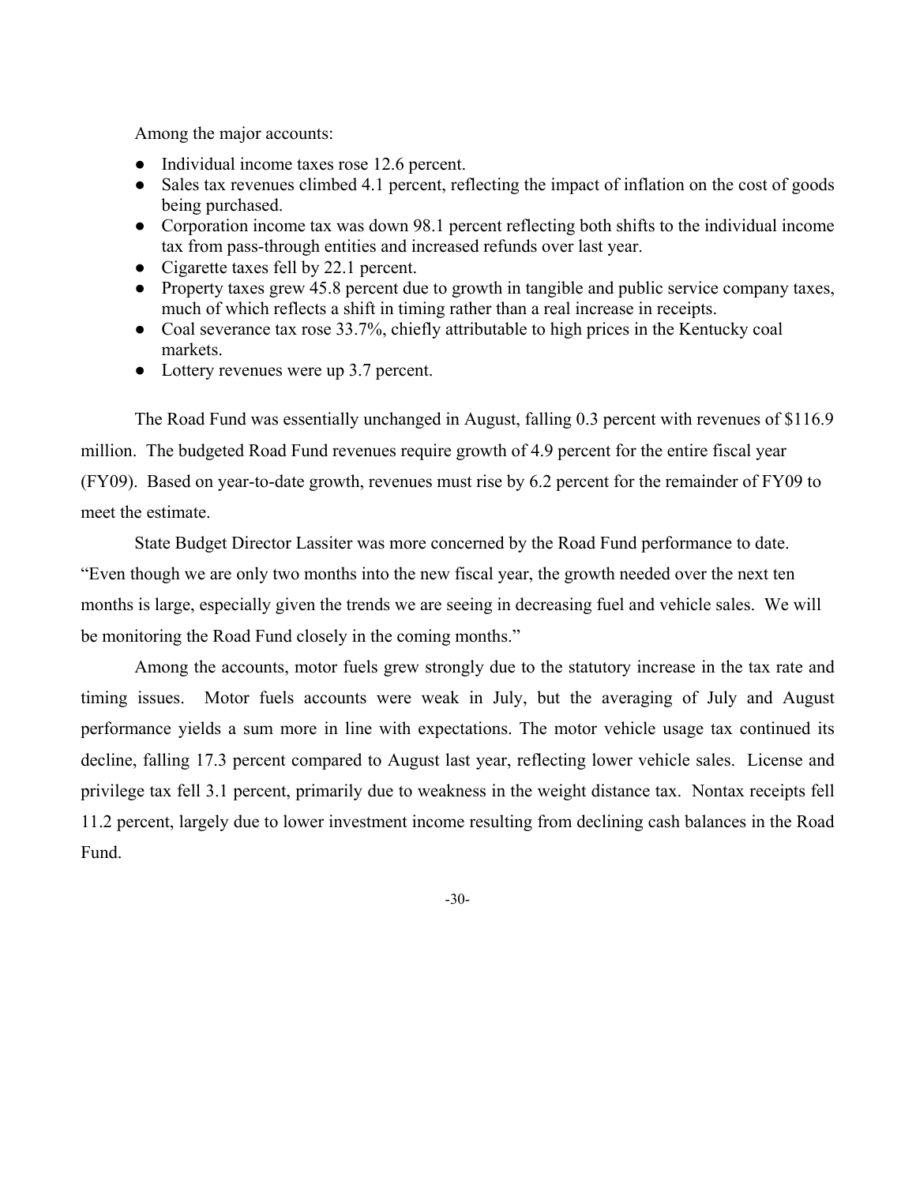Among the major accounts:

- Individual income taxes rose 12.6 percent.
- Sales tax revenues climbed 4.1 percent, reflecting the impact of inflation on the cost of goods being purchased.
- Corporation income tax was down 98.1 percent reflecting both shifts to the individual income tax from pass-through entities and increased refunds over last year.
- Cigarette taxes fell by 22.1 percent.
- Property taxes grew 45.8 percent due to growth in tangible and public service company taxes, much of which reflects a shift in timing rather than a real increase in receipts.
- Coal severance tax rose 33.7%, chiefly attributable to high prices in the Kentucky coal markets.
- Lottery revenues were up 3.7 percent.

The Road Fund was essentially unchanged in August, falling 0.3 percent with revenues of $116.9 million. The budgeted Road Fund revenues require growth of 4.9 percent for the entire fiscal year (FY09). Based on year-to-date growth, revenues must rise by 6.2 percent for the remainder of FY09 to meet the estimate.

State Budget Director Lassiter was more concerned by the Road Fund performance to date. "Even though we are only two months into the new fiscal year, the growth needed over the next ten months is large, especially given the trends we are seeing in decreasing fuel and vehicle sales. We will be monitoring the Road Fund closely in the coming months."

Among the accounts, motor fuels grew strongly due to the statutory increase in the tax rate and timing issues. Motor fuels accounts were weak in July, but the averaging of July and August performance yields a sum more in line with expectations. The motor vehicle usage tax continued its decline, falling 17.3 percent compared to August last year, reflecting lower vehicle sales. License and privilege tax fell 3.1 percent, primarily due to weakness in the weight distance tax. Nontax receipts fell 11.2 percent, largely due to lower investment income resulting from declining cash balances in the Road Fund.

-30-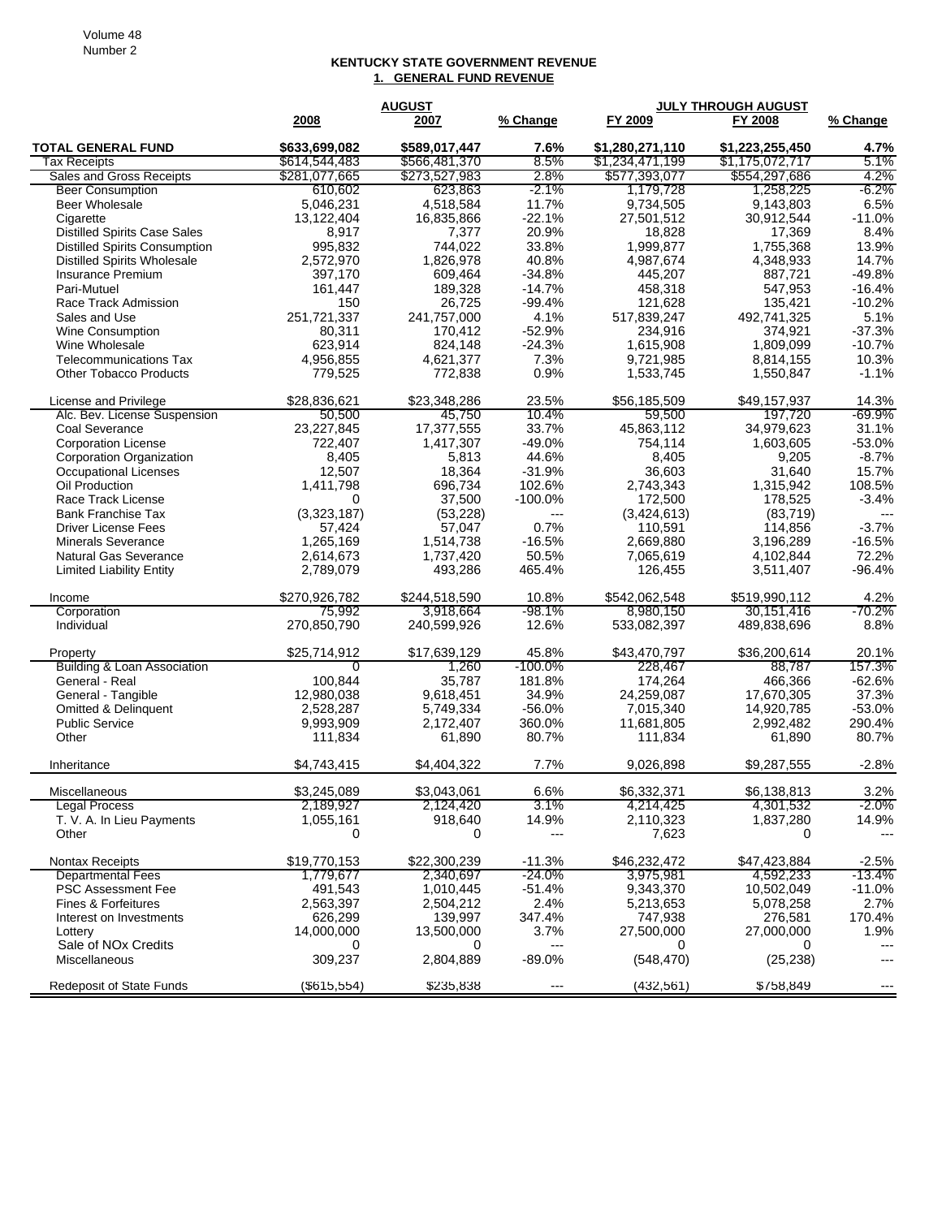**KENTUCKY STATE GOVERNMENT REVENUE**

**1. GENERAL FUND REVENUE**

| | AUGUST | | | JULY THROUGH AUGUST | | |
|---|---|---|---|---|---|---|
| | 2008 | 2007 | % Change | FY 2009 | FY 2008 | % Change |
| **TOTAL GENERAL FUND** | **$633,699,082** | **$589,017,447** | **7.6%** | **$1,280,271,110** | **$1,223,255,450** | **4.7%** |
| Tax Receipts | $614,544,483 | $566,481,370 | 8.5% | $1,234,471,199 | $1,175,072,717 | 5.1% |
| Sales and Gross Receipts | $281,077,665 | $273,527,983 | 2.8% | $577,393,077 | $554,297,686 | 4.2% |
| Beer Consumption | 610,602 | 623,863 | -2.1% | 1,179,728 | 1,258,225 | -6.2% |
| Beer Wholesale | 5,046,231 | 4,518,584 | 11.7% | 9,734,505 | 9,143,803 | 6.5% |
| Cigarette | 13,122,404 | 16,835,866 | -22.1% | 27,501,512 | 30,912,544 | -11.0% |
| Distilled Spirits Case Sales | 8,917 | 7,377 | 20.9% | 18,828 | 17,369 | 8.4% |
| Distilled Spirits Consumption | 995,832 | 744,022 | 33.8% | 1,999,877 | 1,755,368 | 13.9% |
| Distilled Spirits Wholesale | 2,572,970 | 1,826,978 | 40.8% | 4,987,674 | 4,348,933 | 14.7% |
| Insurance Premium | 397,170 | 609,464 | -34.8% | 445,207 | 887,721 | -49.8% |
| Pari-Mutuel | 161,447 | 189,328 | -14.7% | 458,318 | 547,953 | -16.4% |
| Race Track Admission | 150 | 26,725 | -99.4% | 121,628 | 135,421 | -10.2% |
| Sales and Use | 251,721,337 | 241,757,000 | 4.1% | 517,839,247 | 492,741,325 | 5.1% |
| Wine Consumption | 80,311 | 170,412 | -52.9% | 234,916 | 374,921 | -37.3% |
| Wine Wholesale | 623,914 | 824,148 | -24.3% | 1,615,908 | 1,809,099 | -10.7% |
| Telecommunications Tax | 4,956,855 | 4,621,377 | 7.3% | 9,721,985 | 8,814,155 | 10.3% |
| Other Tobacco Products | 779,525 | 772,838 | 0.9% | 1,533,745 | 1,550,847 | -1.1% |
| | | | | | | |
| License and Privilege | $28,836,621 | $23,348,286 | 23.5% | $56,185,509 | $49,157,937 | 14.3% |
| Alc. Bev. License Suspension | 50,500 | 45,750 | 10.4% | 59,500 | 197,720 | -69.9% |
| Coal Severance | 23,227,845 | 17,377,555 | 33.7% | 45,863,112 | 34,979,623 | 31.1% |
| Corporation License | 722,407 | 1,417,307 | -49.0% | 754,114 | 1,603,605 | -53.0% |
| Corporation Organization | 8,405 | 5,813 | 44.6% | 8,405 | 9,205 | -8.7% |
| Occupational Licenses | 12,507 | 18,364 | -31.9% | 36,603 | 31,640 | 15.7% |
| Oil Production | 1,411,798 | 696,734 | 102.6% | 2,743,343 | 1,315,942 | 108.5% |
| Race Track License | 0 | 37,500 | -100.0% | 172,500 | 178,525 | -3.4% |
| Bank Franchise Tax | (3,323,187) | (53,228) | --- | (3,424,613) | (83,719) | --- |
| Driver License Fees | 57,424 | 57,047 | 0.7% | 110,591 | 114,856 | -3.7% |
| Minerals Severance | 1,265,169 | 1,514,738 | -16.5% | 2,669,880 | 3,196,289 | -16.5% |
| Natural Gas Severance | 2,614,673 | 1,737,420 | 50.5% | 7,065,619 | 4,102,844 | 72.2% |
| Limited Liability Entity | 2,789,079 | 493,286 | 465.4% | 126,455 | 3,511,407 | -96.4% |
| | | | | | | |
| Income | $270,926,782 | $244,518,590 | 10.8% | $542,062,548 | $519,990,112 | 4.2% |
| Corporation | 75,992 | 3,918,664 | -98.1% | 8,980,150 | 30,151,416 | -70.2% |
| Individual | 270,850,790 | 240,599,926 | 12.6% | 533,082,397 | 489,838,696 | 8.8% |
| | | | | | | |
| Property | $25,714,912 | $17,639,129 | 45.8% | $43,470,797 | $36,200,614 | 20.1% |
| Building & Loan Association | 0 | 1,260 | -100.0% | 228,467 | 88,787 | 157.3% |
| General - Real | 100,844 | 35,787 | 181.8% | 174,264 | 466,366 | -62.6% |
| General - Tangible | 12,980,038 | 9,618,451 | 34.9% | 24,259,087 | 17,670,305 | 37.3% |
| Omitted & Delinquent | 2,528,287 | 5,749,334 | -56.0% | 7,015,340 | 14,920,785 | -53.0% |
| Public Service | 9,993,909 | 2,172,407 | 360.0% | 11,681,805 | 2,992,482 | 290.4% |
| Other | 111,834 | 61,890 | 80.7% | 111,834 | 61,890 | 80.7% |
| | | | | | | |
| Inheritance | $4,743,415 | $4,404,322 | 7.7% | 9,026,898 | $9,287,555 | -2.8% |
| | | | | | | |
| Miscellaneous | $3,245,089 | $3,043,061 | 6.6% | $6,332,371 | $6,138,813 | 3.2% |
| Legal Process | 2,189,927 | 2,124,420 | 3.1% | 4,214,425 | 4,301,532 | -2.0% |
| T. V. A. In Lieu Payments | 1,055,161 | 918,640 | 14.9% | 2,110,323 | 1,837,280 | 14.9% |
| Other | 0 | 0 | --- | 7,623 | 0 | --- |
| | | | | | | |
| Nontax Receipts | $19,770,153 | $22,300,239 | -11.3% | $46,232,472 | $47,423,884 | -2.5% |
| Departmental Fees | 1,779,677 | 2,340,697 | -24.0% | 3,975,981 | 4,592,233 | -13.4% |
| PSC Assessment Fee | 491,543 | 1,010,445 | -51.4% | 9,343,370 | 10,502,049 | -11.0% |
| Fines & Forfeitures | 2,563,397 | 2,504,212 | 2.4% | 5,213,653 | 5,078,258 | 2.7% |
| Interest on Investments | 626,299 | 139,997 | 347.4% | 747,938 | 276,581 | 170.4% |
| Lottery | 14,000,000 | 13,500,000 | 3.7% | 27,500,000 | 27,000,000 | 1.9% |
| Sale of NOx Credits | 0 | 0 | --- | 0 | 0 | --- |
| Miscellaneous | 309,237 | 2,804,889 | -89.0% | (548,470) | (25,238) | --- |
| | | | | | | |
| Redeposit of State Funds | ($615,554) | $235,838 | --- | (432,561) | $758,849 | --- |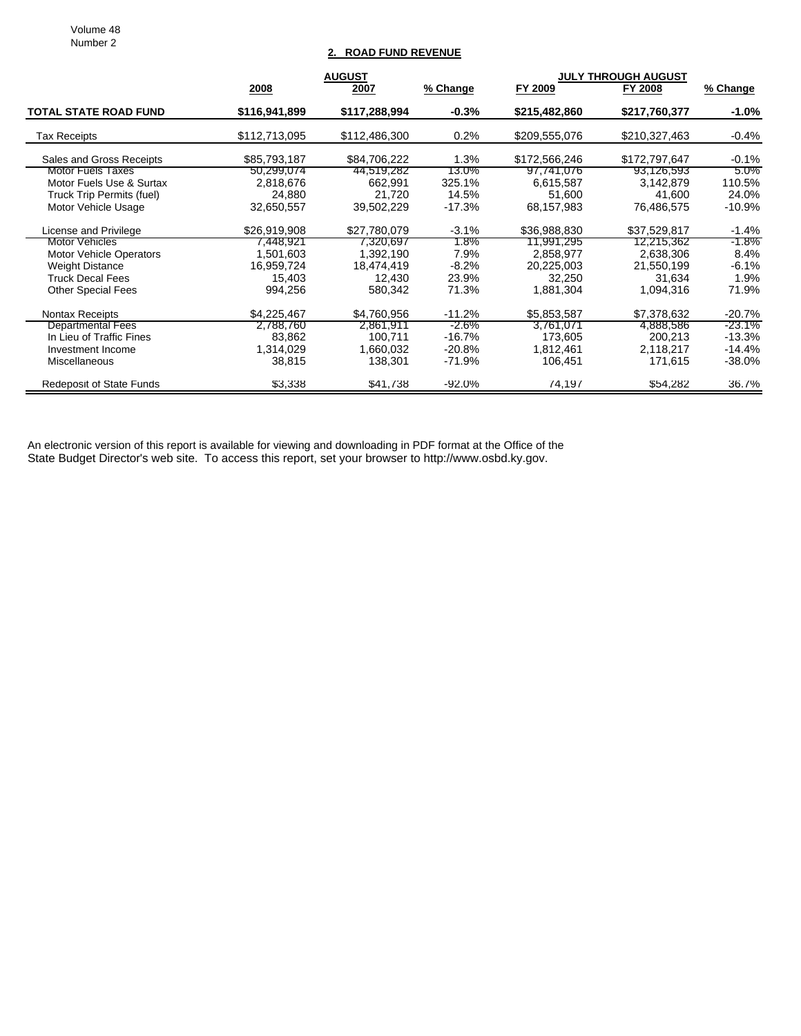## 2. ROAD FUND REVENUE

| | AUGUST | | | JULY THROUGH AUGUST | | |
|---|---|---|---|---|---|---|
| | 2008 | 2007 | % Change | FY 2009 | FY 2008 | % Change |
| **TOTAL STATE ROAD FUND** | **$116,941,899** | **$117,288,994** | **-0.3%** | **$215,482,860** | **$217,760,377** | **-1.0%** |
| Tax Receipts | $112,713,095 | $112,486,300 | 0.2% | $209,555,076 | $210,327,463 | -0.4% |
| Sales and Gross Receipts | $85,793,187 | $84,706,222 | 1.3% | $172,566,246 | $172,797,647 | -0.1% |
| Motor Fuels Taxes | 50,299,074 | 44,519,282 | 13.0% | 97,741,076 | 93,126,593 | 5.0% |
| Motor Fuels Use & Surtax | 2,818,676 | 662,991 | 325.1% | 6,615,587 | 3,142,879 | 110.5% |
| Truck Trip Permits (fuel) | 24,880 | 21,720 | 14.5% | 51,600 | 41,600 | 24.0% |
| Motor Vehicle Usage | 32,650,557 | 39,502,229 | -17.3% | 68,157,983 | 76,486,575 | -10.9% |
| License and Privilege | $26,919,908 | $27,780,079 | -3.1% | $36,988,830 | $37,529,817 | -1.4% |
| Motor Vehicles | 7,448,921 | 7,320,697 | 1.8% | 11,991,295 | 12,215,362 | -1.8% |
| Motor Vehicle Operators | 1,501,603 | 1,392,190 | 7.9% | 2,858,977 | 2,638,306 | 8.4% |
| Weight Distance | 16,959,724 | 18,474,419 | -8.2% | 20,225,003 | 21,550,199 | -6.1% |
| Truck Decal Fees | 15,403 | 12,430 | 23.9% | 32,250 | 31,634 | 1.9% |
| Other Special Fees | 994,256 | 580,342 | 71.3% | 1,881,304 | 1,094,316 | 71.9% |
| Nontax Receipts | $4,225,467 | $4,760,956 | -11.2% | $5,853,587 | $7,378,632 | -20.7% |
| Departmental Fees | 2,788,760 | 2,861,911 | -2.6% | 3,761,071 | 4,888,586 | -23.1% |
| In Lieu of Traffic Fines | 83,862 | 100,711 | -16.7% | 173,605 | 200,213 | -13.3% |
| Investment Income | 1,314,029 | 1,660,032 | -20.8% | 1,812,461 | 2,118,217 | -14.4% |
| Miscellaneous | 38,815 | 138,301 | -71.9% | 106,451 | 171,615 | -38.0% |
| Redeposit of State Funds | $3,338 | $41,738 | -92.0% | 74,197 | $54,282 | 36.7% |

An electronic version of this report is available for viewing and downloading in PDF format at the Office of the State Budget Director's web site. To access this report, set your browser to http://www.osbd.ky.gov.